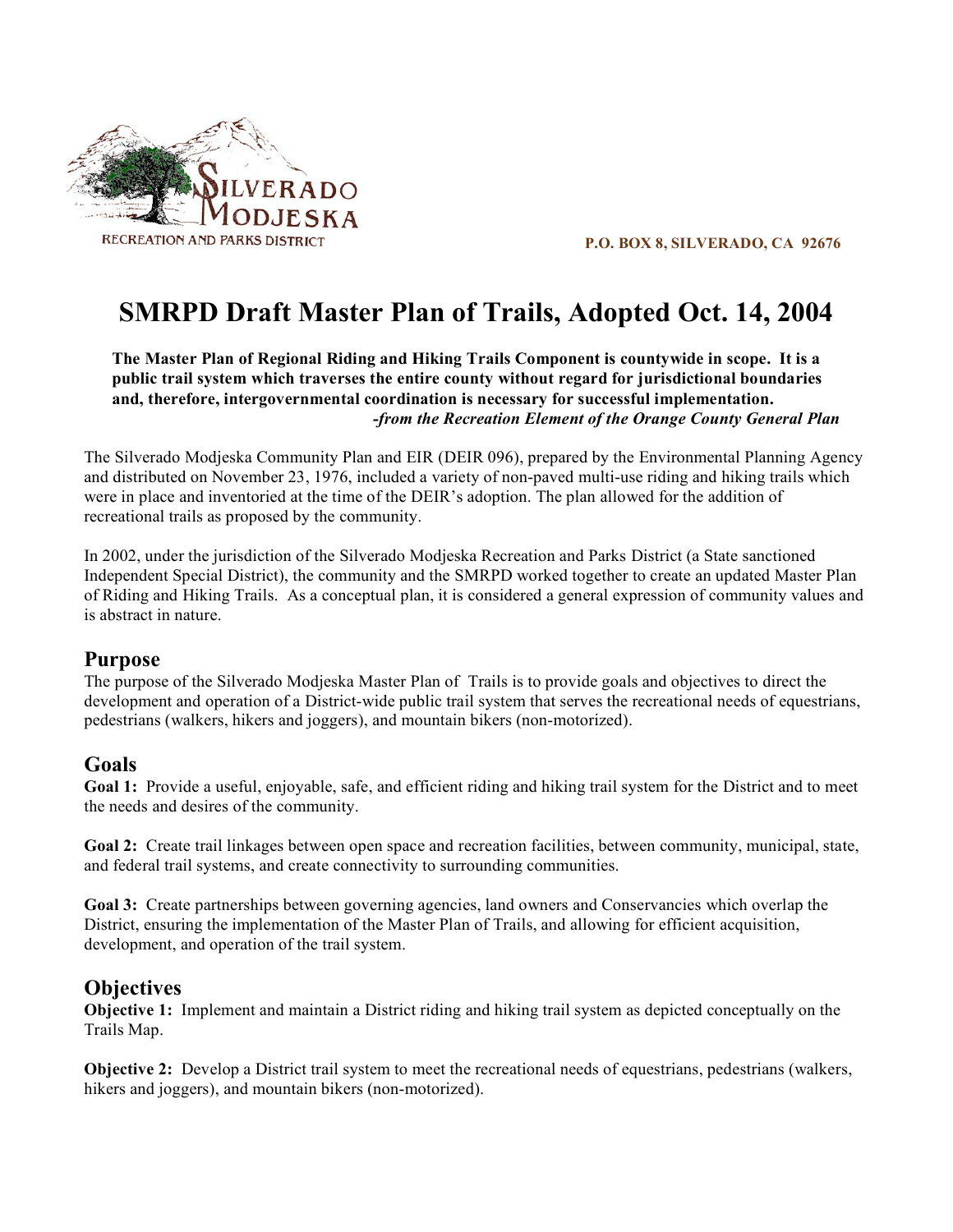SILVERADO MODJESKA

RECREATION AND PARKS DISTRICT

**P.O. BOX 8, SILVERADO, CA 92676**

# SMRPD Draft Master Plan of Trails, Adopted Oct. 14, 2004

**The Master Plan of Regional Riding and Hiking Trails Component is countywide in scope. It is a public trail system which traverses the entire county without regard for jurisdictional boundaries and, therefore, intergovernmental coordination is necessary for successful implementation.**
***-from the Recreation Element of the Orange County General Plan***

The Silverado Modjeska Community Plan and EIR (DEIR 096), prepared by the Environmental Planning Agency and distributed on November 23, 1976, included a variety of non-paved multi-use riding and hiking trails which were in place and inventoried at the time of the DEIR's adoption. The plan allowed for the addition of recreational trails as proposed by the community.

In 2002, under the jurisdiction of the Silverado Modjeska Recreation and Parks District (a State sanctioned Independent Special District), the community and the SMRPD worked together to create an updated Master Plan of Riding and Hiking Trails. As a conceptual plan, it is considered a general expression of community values and is abstract in nature.

## Purpose

The purpose of the Silverado Modjeska Master Plan of Trails is to provide goals and objectives to direct the development and operation of a District-wide public trail system that serves the recreational needs of equestrians, pedestrians (walkers, hikers and joggers), and mountain bikers (non-motorized).

## Goals

**Goal 1:** Provide a useful, enjoyable, safe, and efficient riding and hiking trail system for the District and to meet the needs and desires of the community.

**Goal 2:** Create trail linkages between open space and recreation facilities, between community, municipal, state, and federal trail systems, and create connectivity to surrounding communities.

**Goal 3:** Create partnerships between governing agencies, land owners and Conservancies which overlap the District, ensuring the implementation of the Master Plan of Trails, and allowing for efficient acquisition, development, and operation of the trail system.

## Objectives

**Objective 1:** Implement and maintain a District riding and hiking trail system as depicted conceptually on the Trails Map.

**Objective 2:** Develop a District trail system to meet the recreational needs of equestrians, pedestrians (walkers, hikers and joggers), and mountain bikers (non-motorized).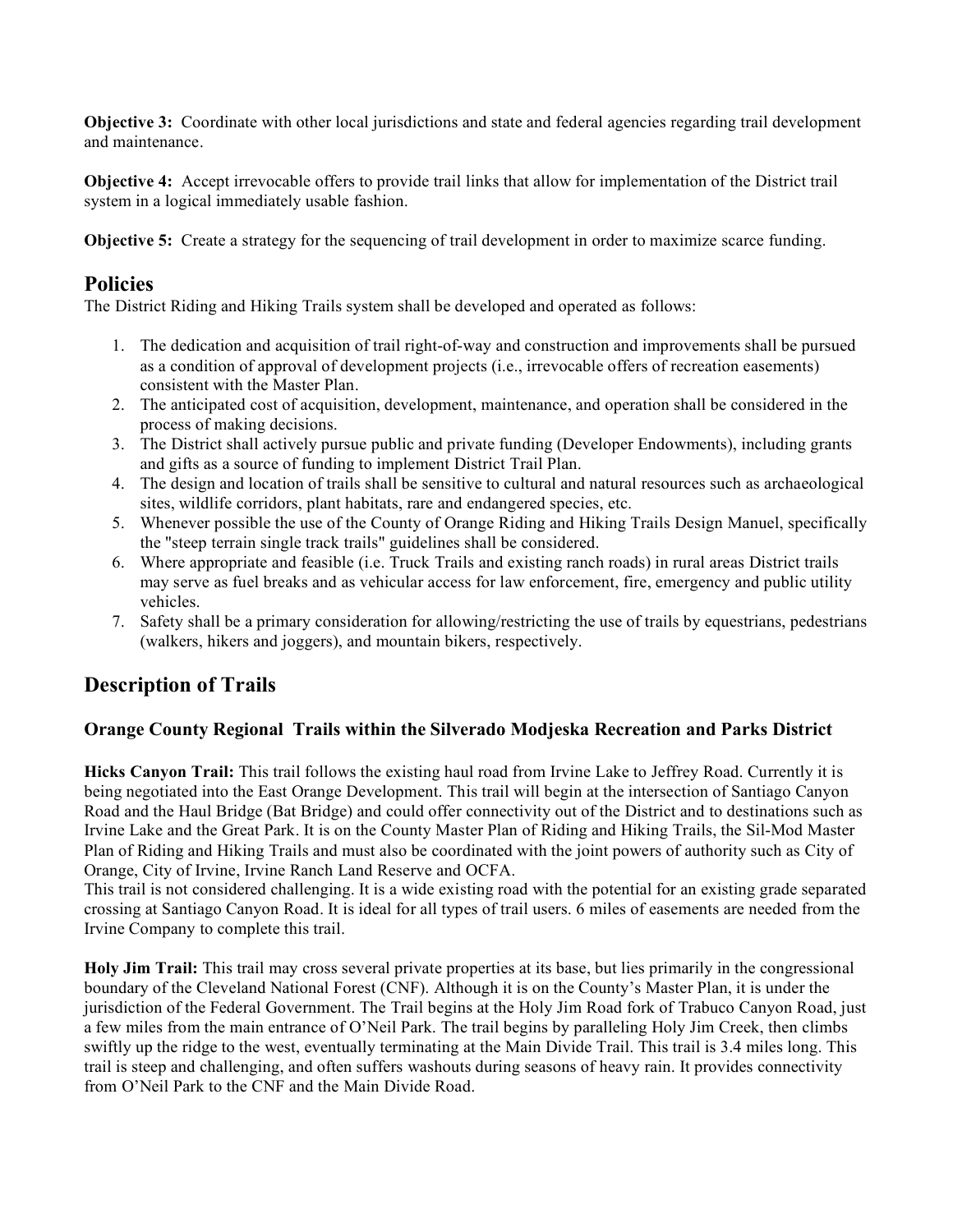**Objective 3:** Coordinate with other local jurisdictions and state and federal agencies regarding trail development and maintenance.

**Objective 4:** Accept irrevocable offers to provide trail links that allow for implementation of the District trail system in a logical immediately usable fashion.

**Objective 5:** Create a strategy for the sequencing of trail development in order to maximize scarce funding.

## Policies

The District Riding and Hiking Trails system shall be developed and operated as follows:

1. The dedication and acquisition of trail right-of-way and construction and improvements shall be pursued as a condition of approval of development projects (i.e., irrevocable offers of recreation easements) consistent with the Master Plan.
2. The anticipated cost of acquisition, development, maintenance, and operation shall be considered in the process of making decisions.
3. The District shall actively pursue public and private funding (Developer Endowments), including grants and gifts as a source of funding to implement District Trail Plan.
4. The design and location of trails shall be sensitive to cultural and natural resources such as archaeological sites, wildlife corridors, plant habitats, rare and endangered species, etc.
5. Whenever possible the use of the County of Orange Riding and Hiking Trails Design Manuel, specifically the "steep terrain single track trails" guidelines shall be considered.
6. Where appropriate and feasible (i.e. Truck Trails and existing ranch roads) in rural areas District trails may serve as fuel breaks and as vehicular access for law enforcement, fire, emergency and public utility vehicles.
7. Safety shall be a primary consideration for allowing/restricting the use of trails by equestrians, pedestrians (walkers, hikers and joggers), and mountain bikers, respectively.

## Description of Trails

### Orange County Regional Trails within the Silverado Modjeska Recreation and Parks District

**Hicks Canyon Trail:** This trail follows the existing haul road from Irvine Lake to Jeffrey Road. Currently it is being negotiated into the East Orange Development. This trail will begin at the intersection of Santiago Canyon Road and the Haul Bridge (Bat Bridge) and could offer connectivity out of the District and to destinations such as Irvine Lake and the Great Park. It is on the County Master Plan of Riding and Hiking Trails, the Sil-Mod Master Plan of Riding and Hiking Trails and must also be coordinated with the joint powers of authority such as City of Orange, City of Irvine, Irvine Ranch Land Reserve and OCFA.
This trail is not considered challenging. It is a wide existing road with the potential for an existing grade separated crossing at Santiago Canyon Road. It is ideal for all types of trail users. 6 miles of easements are needed from the Irvine Company to complete this trail.

**Holy Jim Trail:** This trail may cross several private properties at its base, but lies primarily in the congressional boundary of the Cleveland National Forest (CNF). Although it is on the County's Master Plan, it is under the jurisdiction of the Federal Government. The Trail begins at the Holy Jim Road fork of Trabuco Canyon Road, just a few miles from the main entrance of O'Neil Park. The trail begins by paralleling Holy Jim Creek, then climbs swiftly up the ridge to the west, eventually terminating at the Main Divide Trail. This trail is 3.4 miles long. This trail is steep and challenging, and often suffers washouts during seasons of heavy rain. It provides connectivity from O'Neil Park to the CNF and the Main Divide Road.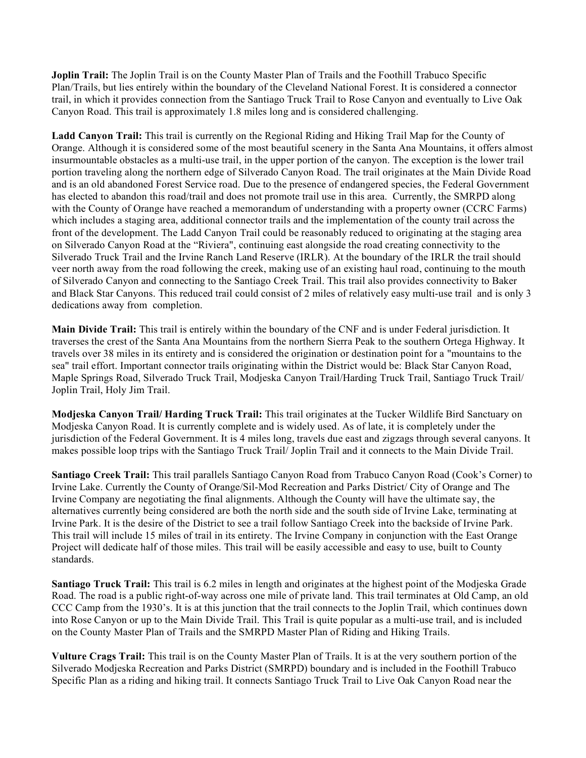**Joplin Trail:** The Joplin Trail is on the County Master Plan of Trails and the Foothill Trabuco Specific Plan/Trails, but lies entirely within the boundary of the Cleveland National Forest. It is considered a connector trail, in which it provides connection from the Santiago Truck Trail to Rose Canyon and eventually to Live Oak Canyon Road. This trail is approximately 1.8 miles long and is considered challenging.

**Ladd Canyon Trail:** This trail is currently on the Regional Riding and Hiking Trail Map for the County of Orange. Although it is considered some of the most beautiful scenery in the Santa Ana Mountains, it offers almost insurmountable obstacles as a multi-use trail, in the upper portion of the canyon. The exception is the lower trail portion traveling along the northern edge of Silverado Canyon Road. The trail originates at the Main Divide Road and is an old abandoned Forest Service road. Due to the presence of endangered species, the Federal Government has elected to abandon this road/trail and does not promote trail use in this area. Currently, the SMRPD along with the County of Orange have reached a memorandum of understanding with a property owner (CCRC Farms) which includes a staging area, additional connector trails and the implementation of the county trail across the front of the development. The Ladd Canyon Trail could be reasonably reduced to originating at the staging area on Silverado Canyon Road at the "Riviera", continuing east alongside the road creating connectivity to the Silverado Truck Trail and the Irvine Ranch Land Reserve (IRLR). At the boundary of the IRLR the trail should veer north away from the road following the creek, making use of an existing haul road, continuing to the mouth of Silverado Canyon and connecting to the Santiago Creek Trail. This trail also provides connectivity to Baker and Black Star Canyons. This reduced trail could consist of 2 miles of relatively easy multi-use trail and is only 3 dedications away from completion.

**Main Divide Trail:** This trail is entirely within the boundary of the CNF and is under Federal jurisdiction. It traverses the crest of the Santa Ana Mountains from the northern Sierra Peak to the southern Ortega Highway. It travels over 38 miles in its entirety and is considered the origination or destination point for a "mountains to the sea" trail effort. Important connector trails originating within the District would be: Black Star Canyon Road, Maple Springs Road, Silverado Truck Trail, Modjeska Canyon Trail/Harding Truck Trail, Santiago Truck Trail/ Joplin Trail, Holy Jim Trail.

**Modjeska Canyon Trail/ Harding Truck Trail:** This trail originates at the Tucker Wildlife Bird Sanctuary on Modjeska Canyon Road. It is currently complete and is widely used. As of late, it is completely under the jurisdiction of the Federal Government. It is 4 miles long, travels due east and zigzags through several canyons. It makes possible loop trips with the Santiago Truck Trail/ Joplin Trail and it connects to the Main Divide Trail.

**Santiago Creek Trail:** This trail parallels Santiago Canyon Road from Trabuco Canyon Road (Cook's Corner) to Irvine Lake. Currently the County of Orange/Sil-Mod Recreation and Parks District/ City of Orange and The Irvine Company are negotiating the final alignments. Although the County will have the ultimate say, the alternatives currently being considered are both the north side and the south side of Irvine Lake, terminating at Irvine Park. It is the desire of the District to see a trail follow Santiago Creek into the backside of Irvine Park. This trail will include 15 miles of trail in its entirety. The Irvine Company in conjunction with the East Orange Project will dedicate half of those miles. This trail will be easily accessible and easy to use, built to County standards.

**Santiago Truck Trail:** This trail is 6.2 miles in length and originates at the highest point of the Modjeska Grade Road. The road is a public right-of-way across one mile of private land. This trail terminates at Old Camp, an old CCC Camp from the 1930's. It is at this junction that the trail connects to the Joplin Trail, which continues down into Rose Canyon or up to the Main Divide Trail. This Trail is quite popular as a multi-use trail, and is included on the County Master Plan of Trails and the SMRPD Master Plan of Riding and Hiking Trails.

**Vulture Crags Trail:** This trail is on the County Master Plan of Trails. It is at the very southern portion of the Silverado Modjeska Recreation and Parks District (SMRPD) boundary and is included in the Foothill Trabuco Specific Plan as a riding and hiking trail. It connects Santiago Truck Trail to Live Oak Canyon Road near the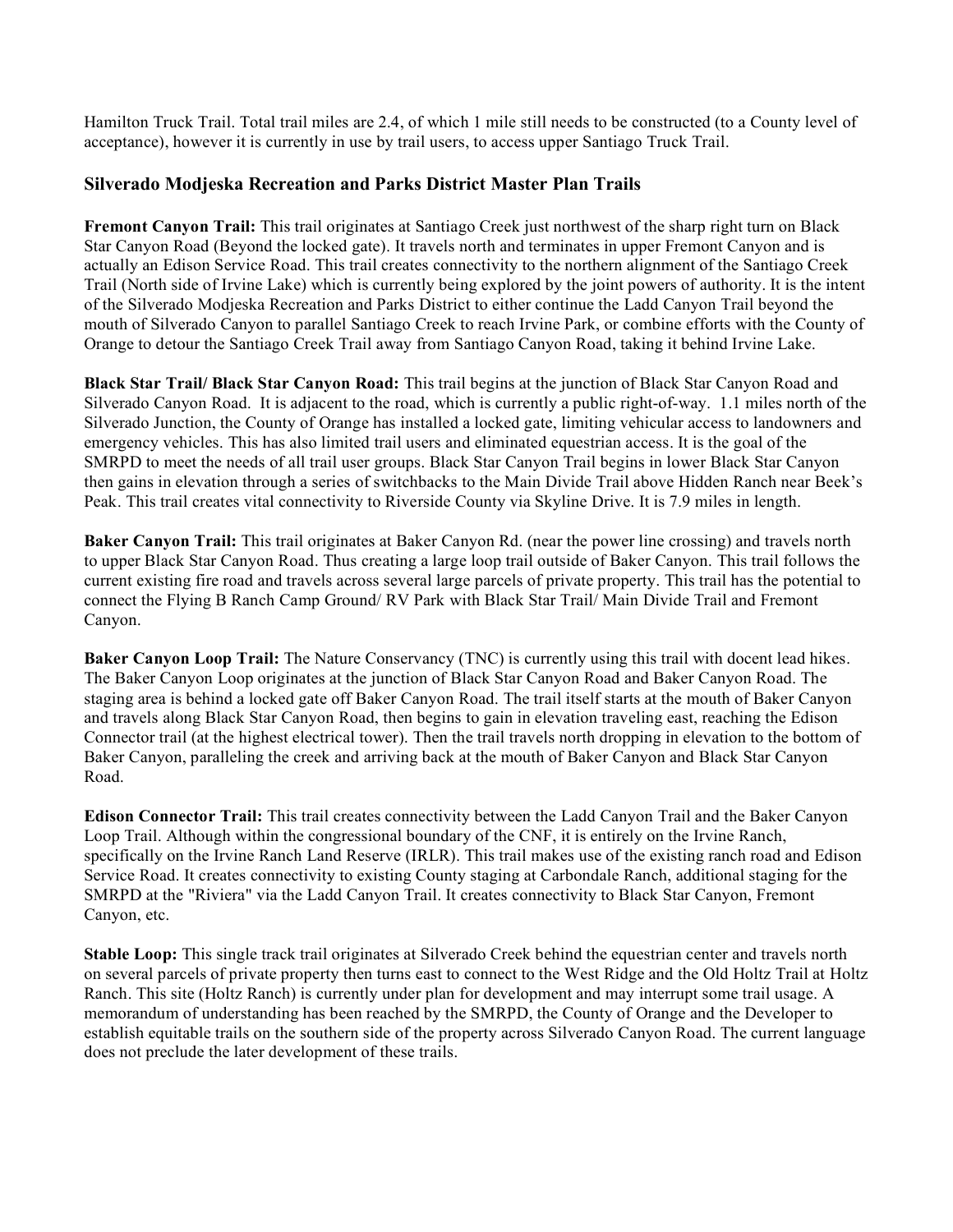Hamilton Truck Trail. Total trail miles are 2.4, of which 1 mile still needs to be constructed (to a County level of acceptance), however it is currently in use by trail users, to access upper Santiago Truck Trail.

### Silverado Modjeska Recreation and Parks District Master Plan Trails

**Fremont Canyon Trail:** This trail originates at Santiago Creek just northwest of the sharp right turn on Black Star Canyon Road (Beyond the locked gate). It travels north and terminates in upper Fremont Canyon and is actually an Edison Service Road. This trail creates connectivity to the northern alignment of the Santiago Creek Trail (North side of Irvine Lake) which is currently being explored by the joint powers of authority. It is the intent of the Silverado Modjeska Recreation and Parks District to either continue the Ladd Canyon Trail beyond the mouth of Silverado Canyon to parallel Santiago Creek to reach Irvine Park, or combine efforts with the County of Orange to detour the Santiago Creek Trail away from Santiago Canyon Road, taking it behind Irvine Lake.

**Black Star Trail/ Black Star Canyon Road:** This trail begins at the junction of Black Star Canyon Road and Silverado Canyon Road. It is adjacent to the road, which is currently a public right-of-way. 1.1 miles north of the Silverado Junction, the County of Orange has installed a locked gate, limiting vehicular access to landowners and emergency vehicles. This has also limited trail users and eliminated equestrian access. It is the goal of the SMRPD to meet the needs of all trail user groups. Black Star Canyon Trail begins in lower Black Star Canyon then gains in elevation through a series of switchbacks to the Main Divide Trail above Hidden Ranch near Beek's Peak. This trail creates vital connectivity to Riverside County via Skyline Drive. It is 7.9 miles in length.

**Baker Canyon Trail:** This trail originates at Baker Canyon Rd. (near the power line crossing) and travels north to upper Black Star Canyon Road. Thus creating a large loop trail outside of Baker Canyon. This trail follows the current existing fire road and travels across several large parcels of private property. This trail has the potential to connect the Flying B Ranch Camp Ground/ RV Park with Black Star Trail/ Main Divide Trail and Fremont Canyon.

**Baker Canyon Loop Trail:** The Nature Conservancy (TNC) is currently using this trail with docent lead hikes. The Baker Canyon Loop originates at the junction of Black Star Canyon Road and Baker Canyon Road. The staging area is behind a locked gate off Baker Canyon Road. The trail itself starts at the mouth of Baker Canyon and travels along Black Star Canyon Road, then begins to gain in elevation traveling east, reaching the Edison Connector trail (at the highest electrical tower). Then the trail travels north dropping in elevation to the bottom of Baker Canyon, paralleling the creek and arriving back at the mouth of Baker Canyon and Black Star Canyon Road.

**Edison Connector Trail:** This trail creates connectivity between the Ladd Canyon Trail and the Baker Canyon Loop Trail. Although within the congressional boundary of the CNF, it is entirely on the Irvine Ranch, specifically on the Irvine Ranch Land Reserve (IRLR). This trail makes use of the existing ranch road and Edison Service Road. It creates connectivity to existing County staging at Carbondale Ranch, additional staging for the SMRPD at the "Riviera" via the Ladd Canyon Trail. It creates connectivity to Black Star Canyon, Fremont Canyon, etc.

**Stable Loop:** This single track trail originates at Silverado Creek behind the equestrian center and travels north on several parcels of private property then turns east to connect to the West Ridge and the Old Holtz Trail at Holtz Ranch. This site (Holtz Ranch) is currently under plan for development and may interrupt some trail usage. A memorandum of understanding has been reached by the SMRPD, the County of Orange and the Developer to establish equitable trails on the southern side of the property across Silverado Canyon Road. The current language does not preclude the later development of these trails.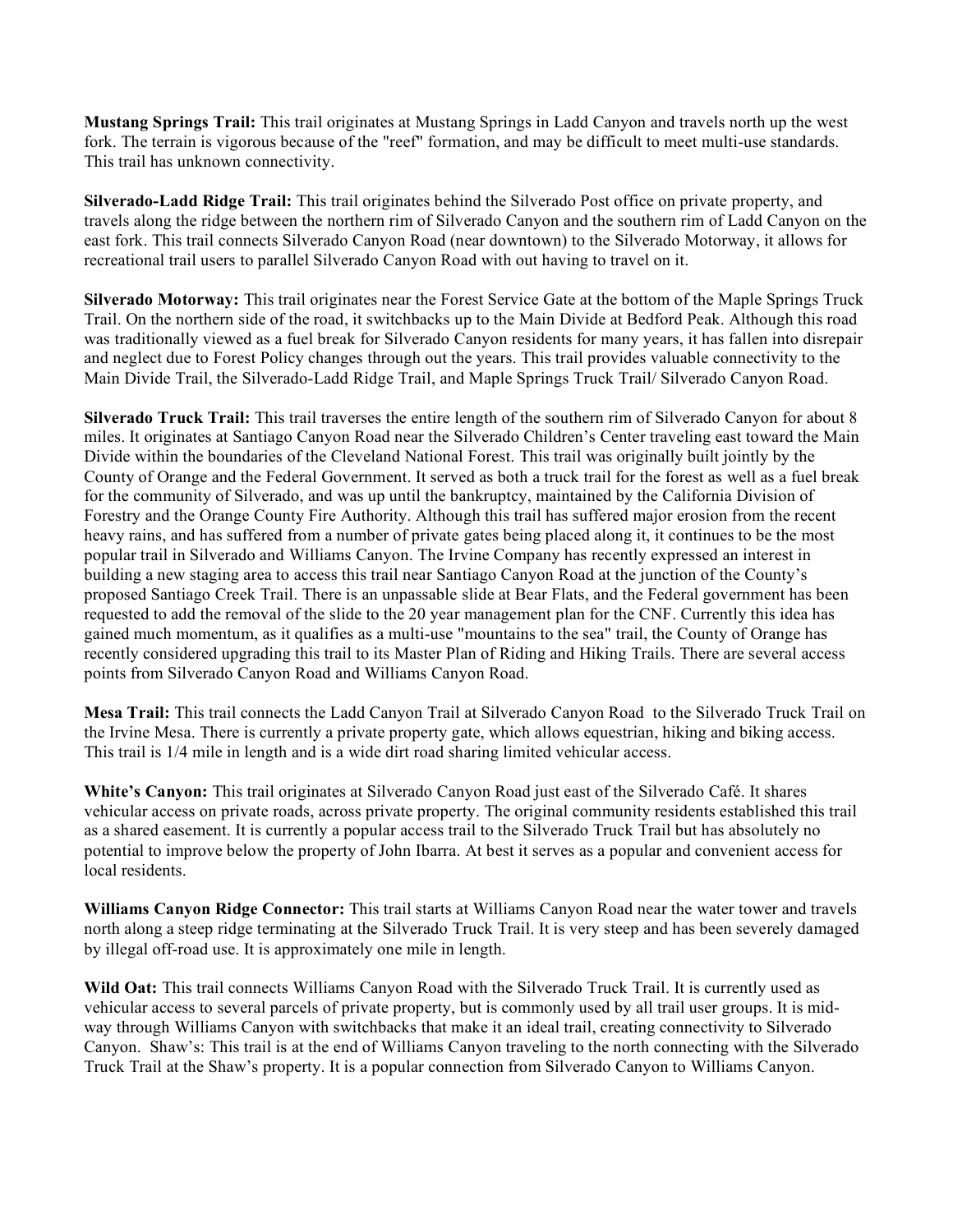**Mustang Springs Trail:** This trail originates at Mustang Springs in Ladd Canyon and travels north up the west fork. The terrain is vigorous because of the "reef" formation, and may be difficult to meet multi-use standards. This trail has unknown connectivity.

**Silverado-Ladd Ridge Trail:** This trail originates behind the Silverado Post office on private property, and travels along the ridge between the northern rim of Silverado Canyon and the southern rim of Ladd Canyon on the east fork. This trail connects Silverado Canyon Road (near downtown) to the Silverado Motorway, it allows for recreational trail users to parallel Silverado Canyon Road with out having to travel on it.

**Silverado Motorway:** This trail originates near the Forest Service Gate at the bottom of the Maple Springs Truck Trail. On the northern side of the road, it switchbacks up to the Main Divide at Bedford Peak. Although this road was traditionally viewed as a fuel break for Silverado Canyon residents for many years, it has fallen into disrepair and neglect due to Forest Policy changes through out the years. This trail provides valuable connectivity to the Main Divide Trail, the Silverado-Ladd Ridge Trail, and Maple Springs Truck Trail/ Silverado Canyon Road.

**Silverado Truck Trail:** This trail traverses the entire length of the southern rim of Silverado Canyon for about 8 miles. It originates at Santiago Canyon Road near the Silverado Children's Center traveling east toward the Main Divide within the boundaries of the Cleveland National Forest. This trail was originally built jointly by the County of Orange and the Federal Government. It served as both a truck trail for the forest as well as a fuel break for the community of Silverado, and was up until the bankruptcy, maintained by the California Division of Forestry and the Orange County Fire Authority. Although this trail has suffered major erosion from the recent heavy rains, and has suffered from a number of private gates being placed along it, it continues to be the most popular trail in Silverado and Williams Canyon. The Irvine Company has recently expressed an interest in building a new staging area to access this trail near Santiago Canyon Road at the junction of the County's proposed Santiago Creek Trail. There is an unpassable slide at Bear Flats, and the Federal government has been requested to add the removal of the slide to the 20 year management plan for the CNF. Currently this idea has gained much momentum, as it qualifies as a multi-use "mountains to the sea" trail, the County of Orange has recently considered upgrading this trail to its Master Plan of Riding and Hiking Trails. There are several access points from Silverado Canyon Road and Williams Canyon Road.

**Mesa Trail:** This trail connects the Ladd Canyon Trail at Silverado Canyon Road to the Silverado Truck Trail on the Irvine Mesa. There is currently a private property gate, which allows equestrian, hiking and biking access. This trail is 1/4 mile in length and is a wide dirt road sharing limited vehicular access.

**White's Canyon:** This trail originates at Silverado Canyon Road just east of the Silverado Café. It shares vehicular access on private roads, across private property. The original community residents established this trail as a shared easement. It is currently a popular access trail to the Silverado Truck Trail but has absolutely no potential to improve below the property of John Ibarra. At best it serves as a popular and convenient access for local residents.

**Williams Canyon Ridge Connector:** This trail starts at Williams Canyon Road near the water tower and travels north along a steep ridge terminating at the Silverado Truck Trail. It is very steep and has been severely damaged by illegal off-road use. It is approximately one mile in length.

**Wild Oat:** This trail connects Williams Canyon Road with the Silverado Truck Trail. It is currently used as vehicular access to several parcels of private property, but is commonly used by all trail user groups. It is mid-way through Williams Canyon with switchbacks that make it an ideal trail, creating connectivity to Silverado Canyon. Shaw's: This trail is at the end of Williams Canyon traveling to the north connecting with the Silverado Truck Trail at the Shaw's property. It is a popular connection from Silverado Canyon to Williams Canyon.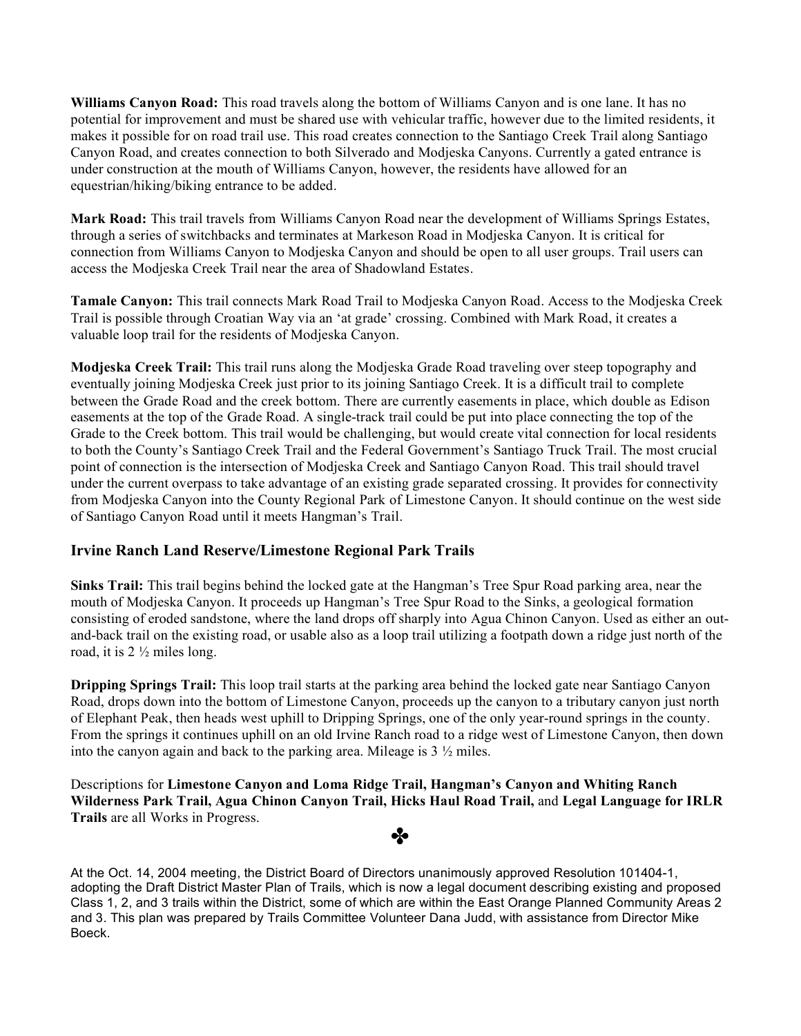**Williams Canyon Road:** This road travels along the bottom of Williams Canyon and is one lane. It has no potential for improvement and must be shared use with vehicular traffic, however due to the limited residents, it makes it possible for on road trail use. This road creates connection to the Santiago Creek Trail along Santiago Canyon Road, and creates connection to both Silverado and Modjeska Canyons. Currently a gated entrance is under construction at the mouth of Williams Canyon, however, the residents have allowed for an equestrian/hiking/biking entrance to be added.

**Mark Road:** This trail travels from Williams Canyon Road near the development of Williams Springs Estates, through a series of switchbacks and terminates at Markeson Road in Modjeska Canyon. It is critical for connection from Williams Canyon to Modjeska Canyon and should be open to all user groups. Trail users can access the Modjeska Creek Trail near the area of Shadowland Estates.

**Tamale Canyon:** This trail connects Mark Road Trail to Modjeska Canyon Road. Access to the Modjeska Creek Trail is possible through Croatian Way via an 'at grade' crossing. Combined with Mark Road, it creates a valuable loop trail for the residents of Modjeska Canyon.

**Modjeska Creek Trail:** This trail runs along the Modjeska Grade Road traveling over steep topography and eventually joining Modjeska Creek just prior to its joining Santiago Creek. It is a difficult trail to complete between the Grade Road and the creek bottom. There are currently easements in place, which double as Edison easements at the top of the Grade Road. A single-track trail could be put into place connecting the top of the Grade to the Creek bottom. This trail would be challenging, but would create vital connection for local residents to both the County's Santiago Creek Trail and the Federal Government's Santiago Truck Trail. The most crucial point of connection is the intersection of Modjeska Creek and Santiago Canyon Road. This trail should travel under the current overpass to take advantage of an existing grade separated crossing. It provides for connectivity from Modjeska Canyon into the County Regional Park of Limestone Canyon. It should continue on the west side of Santiago Canyon Road until it meets Hangman's Trail.

## Irvine Ranch Land Reserve/Limestone Regional Park Trails

**Sinks Trail:** This trail begins behind the locked gate at the Hangman's Tree Spur Road parking area, near the mouth of Modjeska Canyon. It proceeds up Hangman's Tree Spur Road to the Sinks, a geological formation consisting of eroded sandstone, where the land drops off sharply into Agua Chinon Canyon. Used as either an out-and-back trail on the existing road, or usable also as a loop trail utilizing a footpath down a ridge just north of the road, it is 2 ½ miles long.

**Dripping Springs Trail:** This loop trail starts at the parking area behind the locked gate near Santiago Canyon Road, drops down into the bottom of Limestone Canyon, proceeds up the canyon to a tributary canyon just north of Elephant Peak, then heads west uphill to Dripping Springs, one of the only year-round springs in the county. From the springs it continues uphill on an old Irvine Ranch road to a ridge west of Limestone Canyon, then down into the canyon again and back to the parking area. Mileage is 3 ½ miles.

Descriptions for **Limestone Canyon and Loma Ridge Trail, Hangman's Canyon and Whiting Ranch Wilderness Park Trail, Agua Chinon Canyon Trail, Hicks Haul Road Trail,** and **Legal Language for IRLR Trails** are all Works in Progress.

✤

At the Oct. 14, 2004 meeting, the District Board of Directors unanimously approved Resolution 101404-1, adopting the Draft District Master Plan of Trails, which is now a legal document describing existing and proposed Class 1, 2, and 3 trails within the District, some of which are within the East Orange Planned Community Areas 2 and 3. This plan was prepared by Trails Committee Volunteer Dana Judd, with assistance from Director Mike Boeck.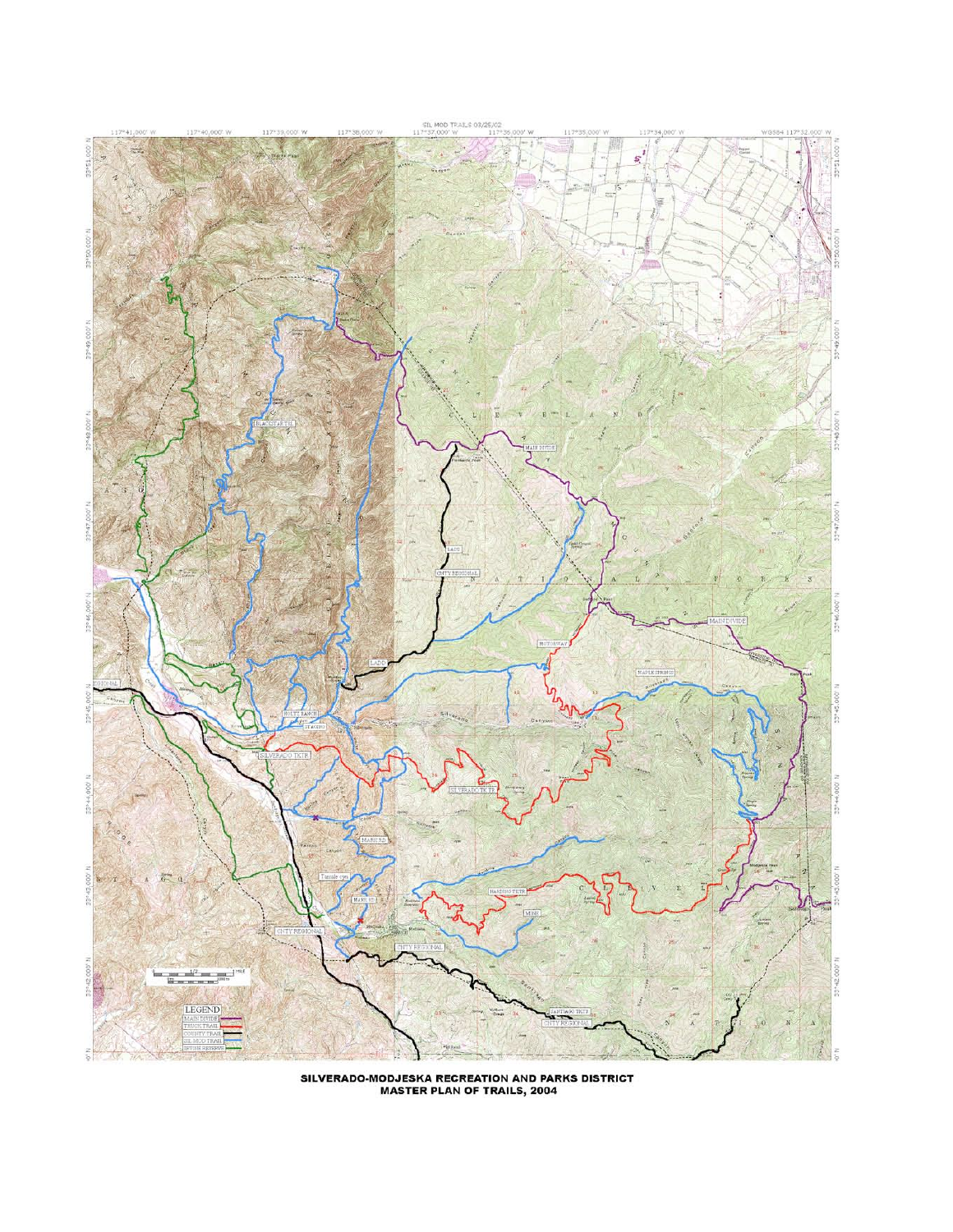SILVERADO-MODJESKA RECREATION AND PARKS DISTRICT
MASTER PLAN OF TRAILS, 2004